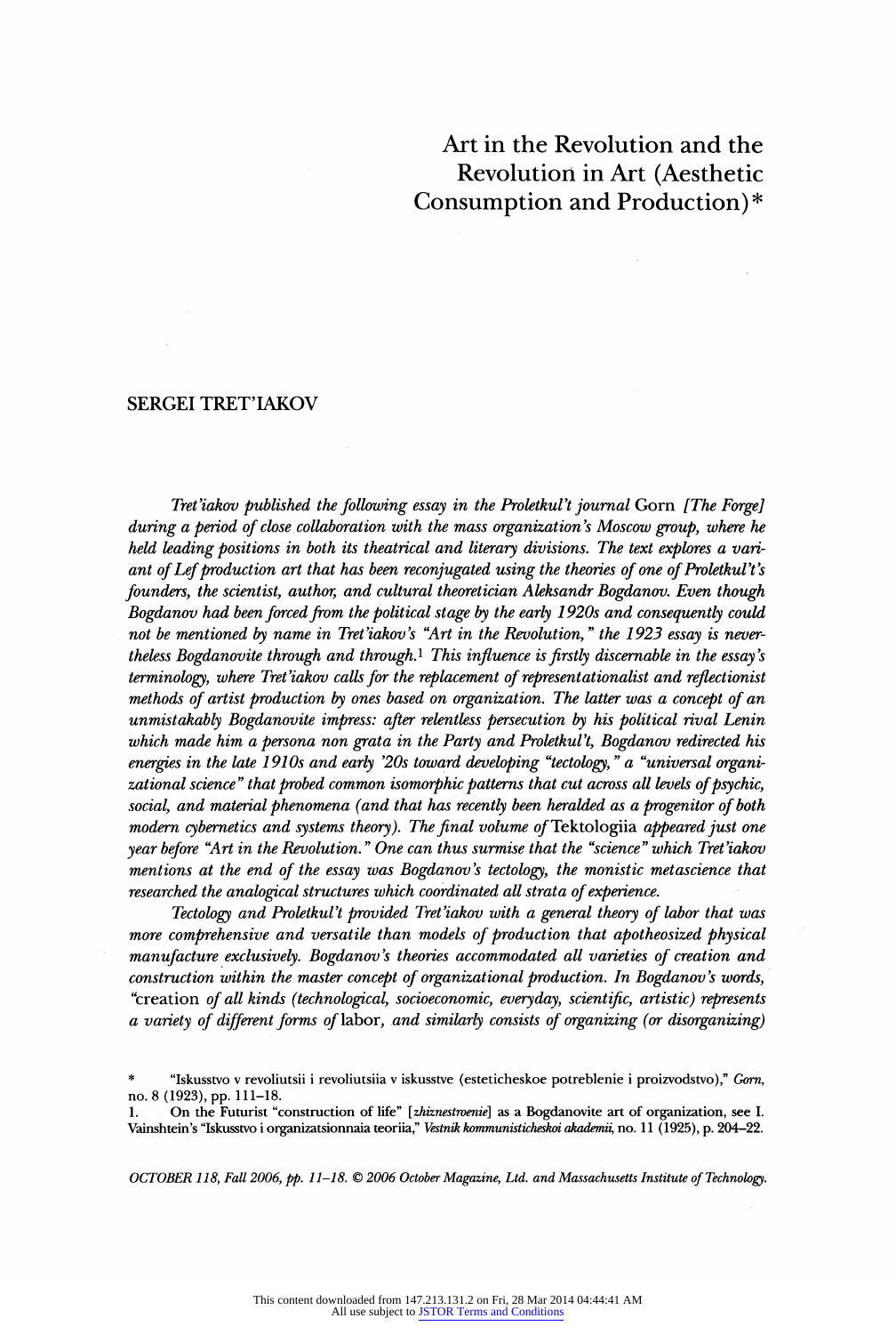# Art in the Revolution and the Revolution in Art (Aesthetic Consumption and Production)*

SERGEI TRET'IAKOV

*Tret'iakov published the following essay in the Proletkul't journal* Gorn *[The Forge] during a period of close collaboration with the mass organization's Moscow group, where he held leading positions in both its theatrical and literary divisions. The text explores a variant of Lef production art that has been reconjugated using the theories of one of Proletkul't's founders, the scientist, author, and cultural theoretician Aleksandr Bogdanov. Even though Bogdanov had been forced from the political stage by the early 1920s and consequently could not be mentioned by name in Tret'iakov's "Art in the Revolution," the 1923 essay is nevertheless Bogdanovite through and through.*[1] *This influence is firstly discernable in the essay's terminology, where Tret'iakov calls for the replacement of representationalist and reflectionist methods of artist production by ones based on organization. The latter was a concept of an unmistakably Bogdanovite impress: after relentless persecution by his political rival Lenin which made him a persona non grata in the Party and Proletkul't, Bogdanov redirected his energies in the late 1910s and early '20s toward developing "tectology," a "universal organizational science" that probed common isomorphic patterns that cut across all levels of psychic, social, and material phenomena (and that has recently been heralded as a progenitor of both modern cybernetics and systems theory). The final volume of* Tektologiia *appeared just one year before "Art in the Revolution." One can thus surmise that the "science" which Tret'iakov mentions at the end of the essay was Bogdanov's tectology, the monistic metascience that researched the analogical structures which coordinated all strata of experience.*

*Tectology and Proletkul't provided Tret'iakov with a general theory of labor that was more comprehensive and versatile than models of production that apotheosized physical manufacture exclusively. Bogdanov's theories accommodated all varieties of creation and construction within the master concept of organizational production. In Bogdanov's words, "*creation *of all kinds (technological, socioeconomic, everyday, scientific, artistic) represents a variety of different forms of* labor, *and similarly consists of organizing (or disorganizing)*

\* "Iskusstvo v revoliutsii i revoliutsiia v iskusstve (esteticheskoe potreblenie i proizvodstvo)," *Gorn*, no. 8 (1923), pp. 111–18.

1. On the Futurist "construction of life" [*zhiznestroenie*] as a Bogdanovite art of organization, see I. Vainshtein's "Iskusstvo i organizatsionnaia teoriia," *Vestnik kommunisticheskoi akademii*, no. 11 (1925), p. 204–22.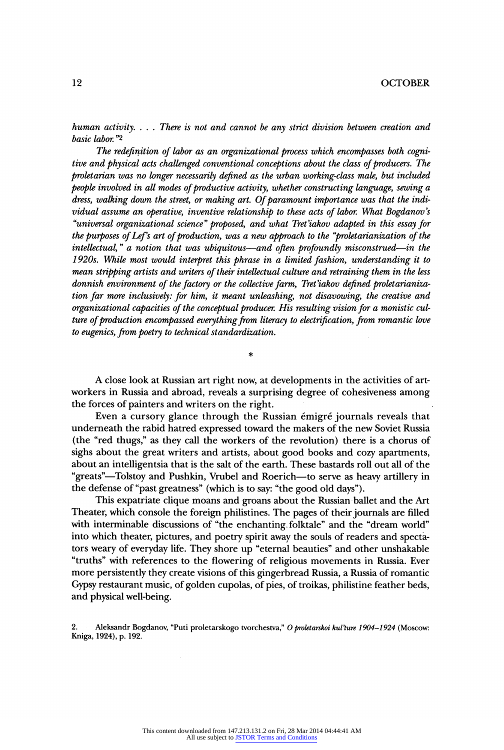*human activity. . . . There is not and cannot be any strict division between creation and basic labor.*"[2]

*The redefinition of labor as an organizational process which encompasses both cognitive and physical acts challenged conventional conceptions about the class of producers. The proletarian was no longer necessarily defined as the urban working-class male, but included people involved in all modes of productive activity, whether constructing language, sewing a dress, walking down the street, or making art. Of paramount importance was that the individual assume an operative, inventive relationship to these acts of labor. What Bogdanov's "universal organizational science" proposed, and what Tret'iakov adapted in this essay for the purposes of Lef's art of production, was a new approach to the "proletarianization of the intellectual," a notion that was ubiquitous—and often profoundly misconstrued—in the 1920s. While most would interpret this phrase in a limited fashion, understanding it to mean stripping artists and writers of their intellectual culture and retraining them in the less donnish environment of the factory or the collective farm, Tret'iakov defined proletarianization far more inclusively: for him, it meant unleashing, not disavowing, the creative and organizational capacities of the conceptual producer. His resulting vision for a monistic culture of production encompassed everything from literacy to electrification, from romantic love to eugenics, from poetry to technical standardization.*

*

A close look at Russian art right now, at developments in the activities of art-workers in Russia and abroad, reveals a surprising degree of cohesiveness among the forces of painters and writers on the right.

Even a cursory glance through the Russian émigré journals reveals that underneath the rabid hatred expressed toward the makers of the new Soviet Russia (the "red thugs," as they call the workers of the revolution) there is a chorus of sighs about the great writers and artists, about good books and cozy apartments, about an intelligentsia that is the salt of the earth. These bastards roll out all of the "greats"—Tolstoy and Pushkin, Vrubel and Roerich—to serve as heavy artillery in the defense of "past greatness" (which is to say: "the good old days").

This expatriate clique moans and groans about the Russian ballet and the Art Theater, which console the foreign philistines. The pages of their journals are filled with interminable discussions of "the enchanting folktale" and the "dream world" into which theater, pictures, and poetry spirit away the souls of readers and spectators weary of everyday life. They shore up "eternal beauties" and other unshakable "truths" with references to the flowering of religious movements in Russia. Ever more persistently they create visions of this gingerbread Russia, a Russia of romantic Gypsy restaurant music, of golden cupolas, of pies, of troikas, philistine feather beds, and physical well-being.

2. Aleksandr Bogdanov, "Puti proletarskogo tvorchestva," *O proletarskoi kul'ture 1904–1924* (Moscow: Kniga, 1924), p. 192.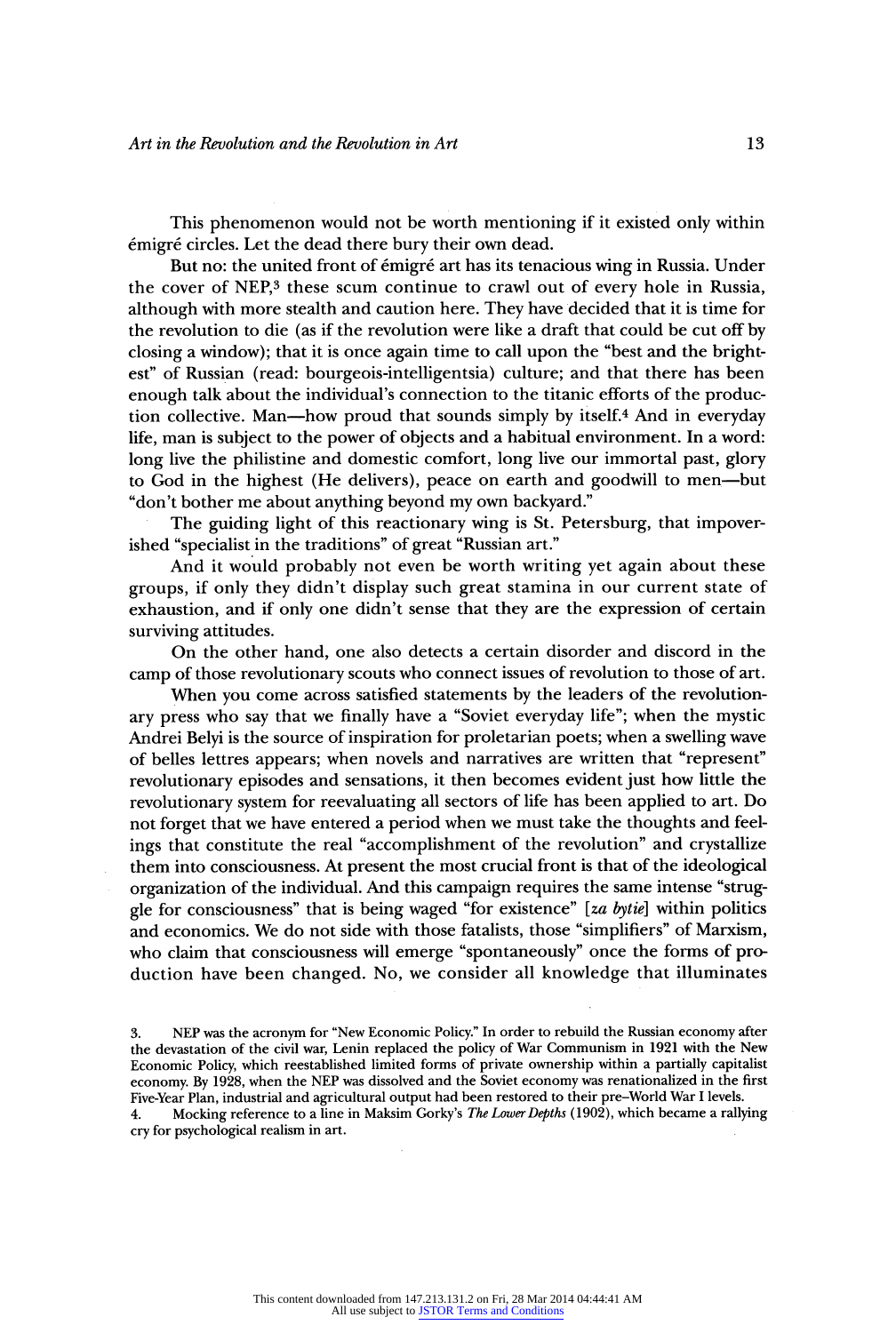This phenomenon would not be worth mentioning if it existed only within émigré circles. Let the dead there bury their own dead.

But no: the united front of émigré art has its tenacious wing in Russia. Under the cover of NEP,[3] these scum continue to crawl out of every hole in Russia, although with more stealth and caution here. They have decided that it is time for the revolution to die (as if the revolution were like a draft that could be cut off by closing a window); that it is once again time to call upon the "best and the brightest" of Russian (read: bourgeois-intelligentsia) culture; and that there has been enough talk about the individual's connection to the titanic efforts of the production collective. Man—how proud that sounds simply by itself.[4] And in everyday life, man is subject to the power of objects and a habitual environment. In a word: long live the philistine and domestic comfort, long live our immortal past, glory to God in the highest (He delivers), peace on earth and goodwill to men—but "don't bother me about anything beyond my own backyard."

The guiding light of this reactionary wing is St. Petersburg, that impoverished "specialist in the traditions" of great "Russian art."

And it would probably not even be worth writing yet again about these groups, if only they didn't display such great stamina in our current state of exhaustion, and if only one didn't sense that they are the expression of certain surviving attitudes.

On the other hand, one also detects a certain disorder and discord in the camp of those revolutionary scouts who connect issues of revolution to those of art.

When you come across satisfied statements by the leaders of the revolutionary press who say that we finally have a "Soviet everyday life"; when the mystic Andrei Belyi is the source of inspiration for proletarian poets; when a swelling wave of belles lettres appears; when novels and narratives are written that "represent" revolutionary episodes and sensations, it then becomes evident just how little the revolutionary system for reevaluating all sectors of life has been applied to art. Do not forget that we have entered a period when we must take the thoughts and feelings that constitute the real "accomplishment of the revolution" and crystallize them into consciousness. At present the most crucial front is that of the ideological organization of the individual. And this campaign requires the same intense "struggle for consciousness" that is being waged "for existence" [*za bytie*] within politics and economics. We do not side with those fatalists, those "simplifiers" of Marxism, who claim that consciousness will emerge "spontaneously" once the forms of production have been changed. No, we consider all knowledge that illuminates

3. NEP was the acronym for "New Economic Policy." In order to rebuild the Russian economy after the devastation of the civil war, Lenin replaced the policy of War Communism in 1921 with the New Economic Policy, which reestablished limited forms of private ownership within a partially capitalist economy. By 1928, when the NEP was dissolved and the Soviet economy was renationalized in the first Five-Year Plan, industrial and agricultural output had been restored to their pre–World War I levels.

4. Mocking reference to a line in Maksim Gorky's *The Lower Depths* (1902), which became a rallying cry for psychological realism in art.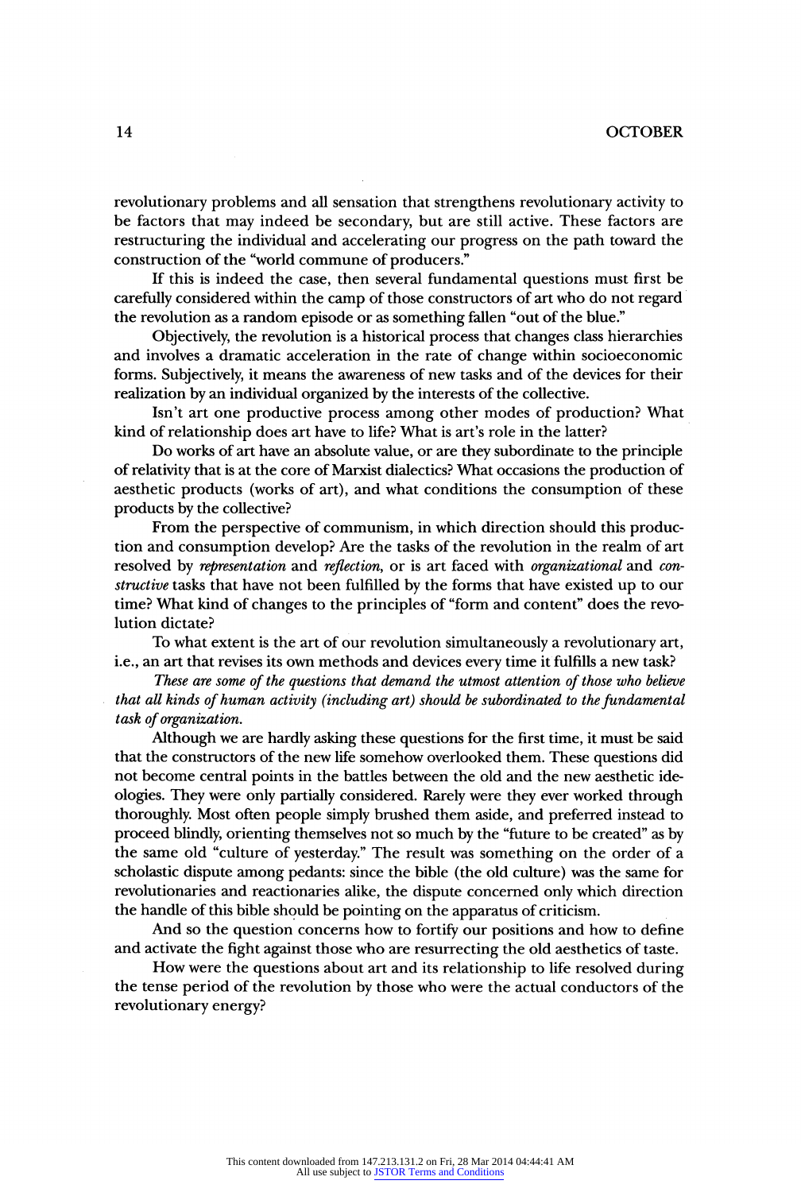revolutionary problems and all sensation that strengthens revolutionary activity to be factors that may indeed be secondary, but are still active. These factors are restructuring the individual and accelerating our progress on the path toward the construction of the "world commune of producers."

If this is indeed the case, then several fundamental questions must first be carefully considered within the camp of those constructors of art who do not regard the revolution as a random episode or as something fallen "out of the blue."

Objectively, the revolution is a historical process that changes class hierarchies and involves a dramatic acceleration in the rate of change within socioeconomic forms. Subjectively, it means the awareness of new tasks and of the devices for their realization by an individual organized by the interests of the collective.

Isn't art one productive process among other modes of production? What kind of relationship does art have to life? What is art's role in the latter?

Do works of art have an absolute value, or are they subordinate to the principle of relativity that is at the core of Marxist dialectics? What occasions the production of aesthetic products (works of art), and what conditions the consumption of these products by the collective?

From the perspective of communism, in which direction should this production and consumption develop? Are the tasks of the revolution in the realm of art resolved by *representation* and *reflection*, or is art faced with *organizational* and *constructive* tasks that have not been fulfilled by the forms that have existed up to our time? What kind of changes to the principles of "form and content" does the revolution dictate?

To what extent is the art of our revolution simultaneously a revolutionary art, i.e., an art that revises its own methods and devices every time it fulfills a new task?

*These are some of the questions that demand the utmost attention of those who believe that all kinds of human activity (including art) should be subordinated to the fundamental task of organization.*

Although we are hardly asking these questions for the first time, it must be said that the constructors of the new life somehow overlooked them. These questions did not become central points in the battles between the old and the new aesthetic ideologies. They were only partially considered. Rarely were they ever worked through thoroughly. Most often people simply brushed them aside, and preferred instead to proceed blindly, orienting themselves not so much by the "future to be created" as by the same old "culture of yesterday." The result was something on the order of a scholastic dispute among pedants: since the bible (the old culture) was the same for revolutionaries and reactionaries alike, the dispute concerned only which direction the handle of this bible should be pointing on the apparatus of criticism.

And so the question concerns how to fortify our positions and how to define and activate the fight against those who are resurrecting the old aesthetics of taste.

How were the questions about art and its relationship to life resolved during the tense period of the revolution by those who were the actual conductors of the revolutionary energy?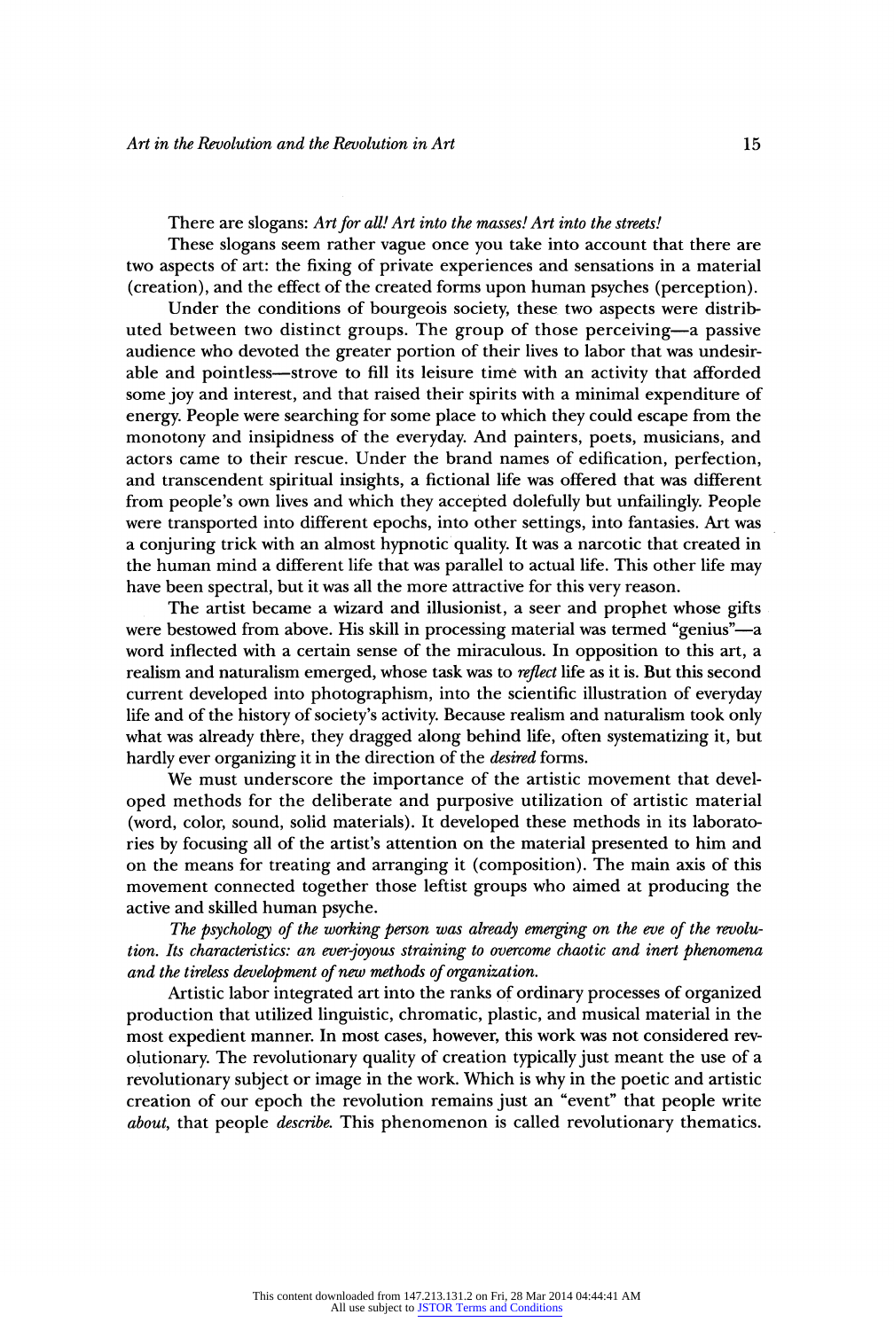There are slogans: *Art for all! Art into the masses! Art into the streets!*

These slogans seem rather vague once you take into account that there are two aspects of art: the fixing of private experiences and sensations in a material (creation), and the effect of the created forms upon human psyches (perception).

Under the conditions of bourgeois society, these two aspects were distributed between two distinct groups. The group of those perceiving—a passive audience who devoted the greater portion of their lives to labor that was undesirable and pointless—strove to fill its leisure time with an activity that afforded some joy and interest, and that raised their spirits with a minimal expenditure of energy. People were searching for some place to which they could escape from the monotony and insipidness of the everyday. And painters, poets, musicians, and actors came to their rescue. Under the brand names of edification, perfection, and transcendent spiritual insights, a fictional life was offered that was different from people's own lives and which they accepted dolefully but unfailingly. People were transported into different epochs, into other settings, into fantasies. Art was a conjuring trick with an almost hypnotic quality. It was a narcotic that created in the human mind a different life that was parallel to actual life. This other life may have been spectral, but it was all the more attractive for this very reason.

The artist became a wizard and illusionist, a seer and prophet whose gifts were bestowed from above. His skill in processing material was termed "genius"—a word inflected with a certain sense of the miraculous. In opposition to this art, a realism and naturalism emerged, whose task was to *reflect* life as it is. But this second current developed into photographism, into the scientific illustration of everyday life and of the history of society's activity. Because realism and naturalism took only what was already there, they dragged along behind life, often systematizing it, but hardly ever organizing it in the direction of the *desired* forms.

We must underscore the importance of the artistic movement that developed methods for the deliberate and purposive utilization of artistic material (word, color, sound, solid materials). It developed these methods in its laboratories by focusing all of the artist's attention on the material presented to him and on the means for treating and arranging it (composition). The main axis of this movement connected together those leftist groups who aimed at producing the active and skilled human psyche.

*The psychology of the working person was already emerging on the eve of the revolution. Its characteristics: an ever-joyous straining to overcome chaotic and inert phenomena and the tireless development of new methods of organization.*

Artistic labor integrated art into the ranks of ordinary processes of organized production that utilized linguistic, chromatic, plastic, and musical material in the most expedient manner. In most cases, however, this work was not considered revolutionary. The revolutionary quality of creation typically just meant the use of a revolutionary subject or image in the work. Which is why in the poetic and artistic creation of our epoch the revolution remains just an "event" that people write *about*, that people *describe*. This phenomenon is called revolutionary thematics.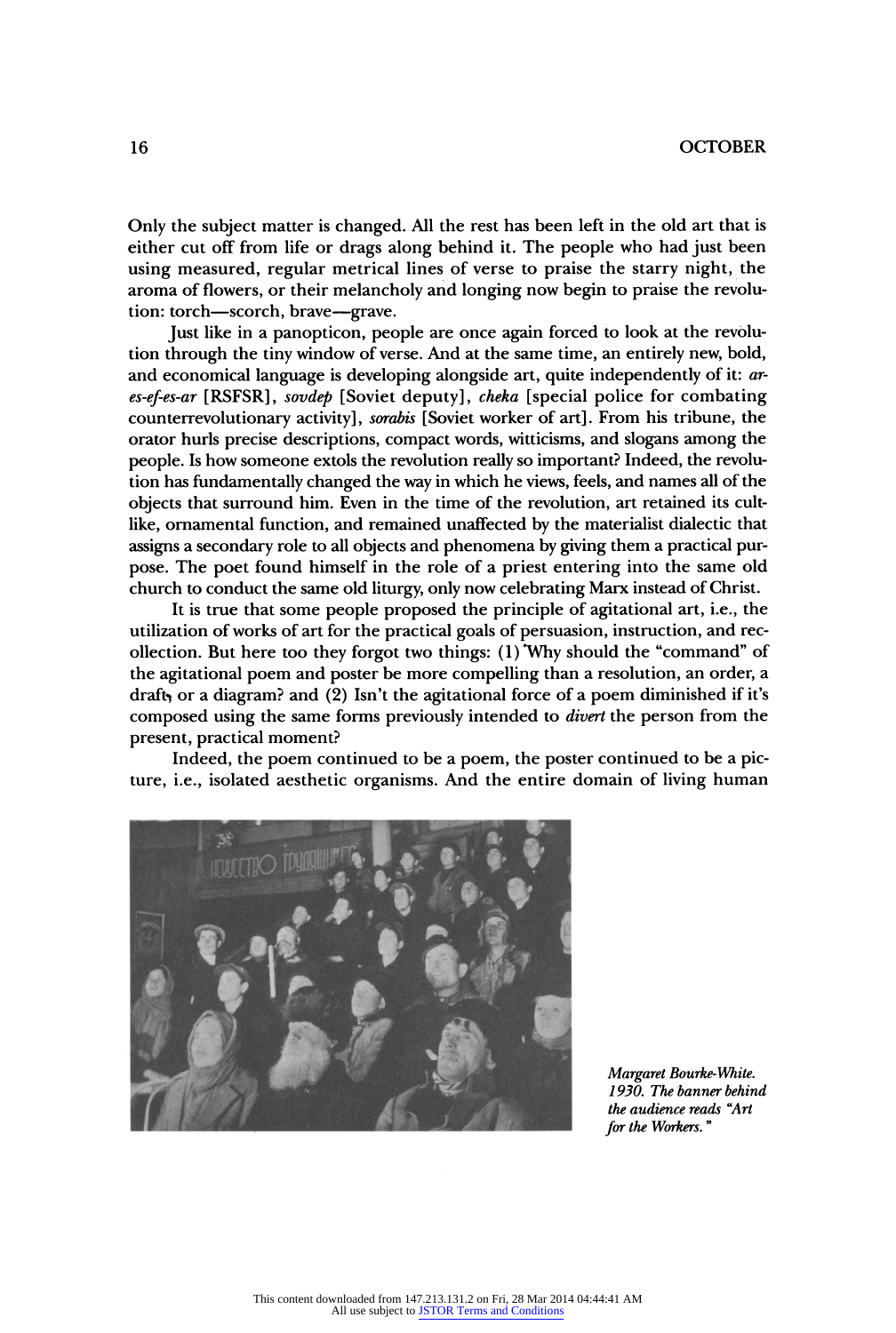Only the subject matter is changed. All the rest has been left in the old art that is either cut off from life or drags along behind it. The people who had just been using measured, regular metrical lines of verse to praise the starry night, the aroma of flowers, or their melancholy and longing now begin to praise the revolution: torch—scorch, brave—grave.

Just like in a panopticon, people are once again forced to look at the revolution through the tiny window of verse. And at the same time, an entirely new, bold, and economical language is developing alongside art, quite independently of it: *ar-es-ef-es-ar* [RSFSR], *sovdep* [Soviet deputy], *cheka* [special police for combating counterrevolutionary activity], *sorabis* [Soviet worker of art]. From his tribune, the orator hurls precise descriptions, compact words, witticisms, and slogans among the people. Is how someone extols the revolution really so important? Indeed, the revolution has fundamentally changed the way in which he views, feels, and names all of the objects that surround him. Even in the time of the revolution, art retained its cult-like, ornamental function, and remained unaffected by the materialist dialectic that assigns a secondary role to all objects and phenomena by giving them a practical purpose. The poet found himself in the role of a priest entering into the same old church to conduct the same old liturgy, only now celebrating Marx instead of Christ.

It is true that some people proposed the principle of agitational art, i.e., the utilization of works of art for the practical goals of persuasion, instruction, and recollection. But here too they forgot two things: (1) Why should the "command" of the agitational poem and poster be more compelling than a resolution, an order, a draft, or a diagram? and (2) Isn't the agitational force of a poem diminished if it's composed using the same forms previously intended to *divert* the person from the present, practical moment?

Indeed, the poem continued to be a poem, the poster continued to be a picture, i.e., isolated aesthetic organisms. And the entire domain of living human

*Margaret Bourke-White. 1930. The banner behind the audience reads "Art for the Workers."*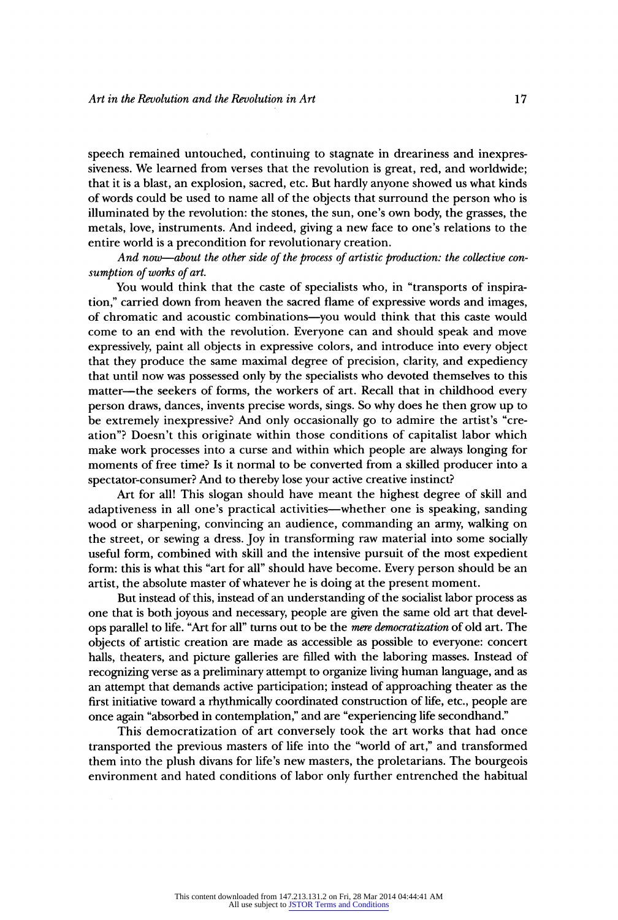speech remained untouched, continuing to stagnate in dreariness and inexpressiveness. We learned from verses that the revolution is great, red, and worldwide; that it is a blast, an explosion, sacred, etc. But hardly anyone showed us what kinds of words could be used to name all of the objects that surround the person who is illuminated by the revolution: the stones, the sun, one's own body, the grasses, the metals, love, instruments. And indeed, giving a new face to one's relations to the entire world is a precondition for revolutionary creation.

*And now—about the other side of the process of artistic production: the collective consumption of works of art.*

You would think that the caste of specialists who, in "transports of inspiration," carried down from heaven the sacred flame of expressive words and images, of chromatic and acoustic combinations—you would think that this caste would come to an end with the revolution. Everyone can and should speak and move expressively, paint all objects in expressive colors, and introduce into every object that they produce the same maximal degree of precision, clarity, and expediency that until now was possessed only by the specialists who devoted themselves to this matter—the seekers of forms, the workers of art. Recall that in childhood every person draws, dances, invents precise words, sings. So why does he then grow up to be extremely inexpressive? And only occasionally go to admire the artist's "creation"? Doesn't this originate within those conditions of capitalist labor which make work processes into a curse and within which people are always longing for moments of free time? Is it normal to be converted from a skilled producer into a spectator-consumer? And to thereby lose your active creative instinct?

Art for all! This slogan should have meant the highest degree of skill and adaptiveness in all one's practical activities—whether one is speaking, sanding wood or sharpening, convincing an audience, commanding an army, walking on the street, or sewing a dress. Joy in transforming raw material into some socially useful form, combined with skill and the intensive pursuit of the most expedient form: this is what this "art for all" should have become. Every person should be an artist, the absolute master of whatever he is doing at the present moment.

But instead of this, instead of an understanding of the socialist labor process as one that is both joyous and necessary, people are given the same old art that develops parallel to life. "Art for all" turns out to be the *mere democratization* of old art. The objects of artistic creation are made as accessible as possible to everyone: concert halls, theaters, and picture galleries are filled with the laboring masses. Instead of recognizing verse as a preliminary attempt to organize living human language, and as an attempt that demands active participation; instead of approaching theater as the first initiative toward a rhythmically coordinated construction of life, etc., people are once again "absorbed in contemplation," and are "experiencing life secondhand."

This democratization of art conversely took the art works that had once transported the previous masters of life into the "world of art," and transformed them into the plush divans for life's new masters, the proletarians. The bourgeois environment and hated conditions of labor only further entrenched the habitual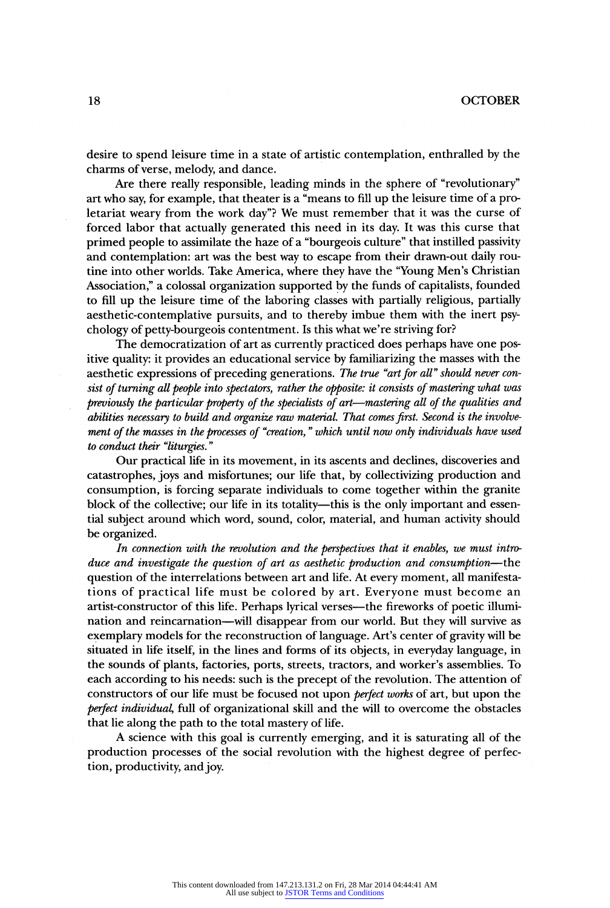desire to spend leisure time in a state of artistic contemplation, enthralled by the charms of verse, melody, and dance.

Are there really responsible, leading minds in the sphere of "revolutionary" art who say, for example, that theater is a "means to fill up the leisure time of a proletariat weary from the work day"? We must remember that it was the curse of forced labor that actually generated this need in its day. It was this curse that primed people to assimilate the haze of a "bourgeois culture" that instilled passivity and contemplation: art was the best way to escape from their drawn-out daily routine into other worlds. Take America, where they have the "Young Men's Christian Association," a colossal organization supported by the funds of capitalists, founded to fill up the leisure time of the laboring classes with partially religious, partially aesthetic-contemplative pursuits, and to thereby imbue them with the inert psychology of petty-bourgeois contentment. Is this what we're striving for?

The democratization of art as currently practiced does perhaps have one positive quality: it provides an educational service by familiarizing the masses with the aesthetic expressions of preceding generations. *The true "art for all" should never consist of turning all people into spectators, rather the opposite: it consists of mastering what was previously the particular property of the specialists of art—mastering all of the qualities and abilities necessary to build and organize raw material. That comes first. Second is the involvement of the masses in the processes of "creation," which until now only individuals have used to conduct their "liturgies."*

Our practical life in its movement, in its ascents and declines, discoveries and catastrophes, joys and misfortunes; our life that, by collectivizing production and consumption, is forcing separate individuals to come together within the granite block of the collective; our life in its totality—this is the only important and essential subject around which word, sound, color, material, and human activity should be organized.

*In connection with the revolution and the perspectives that it enables, we must introduce and investigate the question of art as aesthetic production and consumption*—the question of the interrelations between art and life. At every moment, all manifestations of practical life must be colored by art. Everyone must become an artist-constructor of this life. Perhaps lyrical verses—the fireworks of poetic illumination and reincarnation—will disappear from our world. But they will survive as exemplary models for the reconstruction of language. Art's center of gravity will be situated in life itself, in the lines and forms of its objects, in everyday language, in the sounds of plants, factories, ports, streets, tractors, and worker's assemblies. To each according to his needs: such is the precept of the revolution. The attention of constructors of our life must be focused not upon *perfect works* of art, but upon the *perfect individual*, full of organizational skill and the will to overcome the obstacles that lie along the path to the total mastery of life.

A science with this goal is currently emerging, and it is saturating all of the production processes of the social revolution with the highest degree of perfection, productivity, and joy.